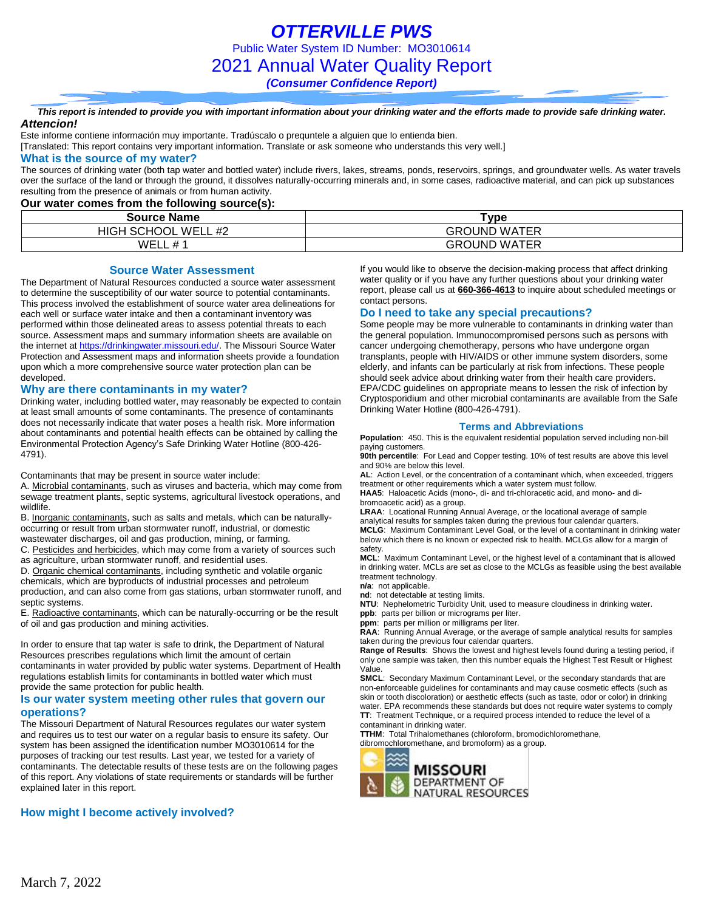# OTTERVILLE PWS

Public Water System ID Number: MO3010614

## 2021 Annual Water Quality Report

*(Consumer Confidence Report)*

***This report is intended to provide you with important information about your drinking water and the efforts made to provide safe drinking water.***

### *Attencion!*

Este informe contiene información muy importante. Tradúscalo o prequntele a alguien que lo entienda bien.
[Translated: This report contains very important information. Translate or ask someone who understands this very well.]

### What is the source of my water?

The sources of drinking water (both tap water and bottled water) include rivers, lakes, streams, ponds, reservoirs, springs, and groundwater wells. As water travels over the surface of the land or through the ground, it dissolves naturally-occurring minerals and, in some cases, radioactive material, and can pick up substances resulting from the presence of animals or from human activity.

**Our water comes from the following source(s):**

| Source Name | Type |
|---|---|
| HIGH SCHOOL WELL #2 | GROUND WATER |
| WELL # 1 | GROUND WATER |

### Source Water Assessment

The Department of Natural Resources conducted a source water assessment to determine the susceptibility of our water source to potential contaminants. This process involved the establishment of source water area delineations for each well or surface water intake and then a contaminant inventory was performed within those delineated areas to assess potential threats to each source. Assessment maps and summary information sheets are available on the internet at https://drinkingwater.missouri.edu/. The Missouri Source Water Protection and Assessment maps and information sheets provide a foundation upon which a more comprehensive source water protection plan can be developed.

### Why are there contaminants in my water?

Drinking water, including bottled water, may reasonably be expected to contain at least small amounts of some contaminants. The presence of contaminants does not necessarily indicate that water poses a health risk. More information about contaminants and potential health effects can be obtained by calling the Environmental Protection Agency's Safe Drinking Water Hotline (800-426-4791).

Contaminants that may be present in source water include:

A. Microbial contaminants, such as viruses and bacteria, which may come from sewage treatment plants, septic systems, agricultural livestock operations, and wildlife.
B. Inorganic contaminants, such as salts and metals, which can be naturally-occurring or result from urban stormwater runoff, industrial, or domestic wastewater discharges, oil and gas production, mining, or farming.
C. Pesticides and herbicides, which may come from a variety of sources such as agriculture, urban stormwater runoff, and residential uses.
D. Organic chemical contaminants, including synthetic and volatile organic chemicals, which are byproducts of industrial processes and petroleum production, and can also come from gas stations, urban stormwater runoff, and septic systems.
E. Radioactive contaminants, which can be naturally-occurring or be the result of oil and gas production and mining activities.

In order to ensure that tap water is safe to drink, the Department of Natural Resources prescribes regulations which limit the amount of certain contaminants in water provided by public water systems. Department of Health regulations establish limits for contaminants in bottled water which must provide the same protection for public health.

### Is our water system meeting other rules that govern our operations?

The Missouri Department of Natural Resources regulates our water system and requires us to test our water on a regular basis to ensure its safety. Our system has been assigned the identification number MO3010614 for the purposes of tracking our test results. Last year, we tested for a variety of contaminants. The detectable results of these tests are on the following pages of this report. Any violations of state requirements or standards will be further explained later in this report.

### How might I become actively involved?

If you would like to observe the decision-making process that affect drinking water quality or if you have any further questions about your drinking water report, please call us at **660-366-4613** to inquire about scheduled meetings or contact persons.

### Do I need to take any special precautions?

Some people may be more vulnerable to contaminants in drinking water than the general population. Immunocompromised persons such as persons with cancer undergoing chemotherapy, persons who have undergone organ transplants, people with HIV/AIDS or other immune system disorders, some elderly, and infants can be particularly at risk from infections. These people should seek advice about drinking water from their health care providers. EPA/CDC guidelines on appropriate means to lessen the risk of infection by Cryptosporidium and other microbial contaminants are available from the Safe Drinking Water Hotline (800-426-4791).

### Terms and Abbreviations

**Population**: 450. This is the equivalent residential population served including non-bill paying customers.
**90th percentile**: For Lead and Copper testing. 10% of test results are above this level and 90% are below this level.
**AL**: Action Level, or the concentration of a contaminant which, when exceeded, triggers treatment or other requirements which a water system must follow.
**HAA5**: Haloacetic Acids (mono-, di- and tri-chloracetic acid, and mono- and di-bromoacetic acid) as a group.
**LRAA**: Locational Running Annual Average, or the locational average of sample analytical results for samples taken during the previous four calendar quarters.
**MCLG**: Maximum Contaminant Level Goal, or the level of a contaminant in drinking water below which there is no known or expected risk to health. MCLGs allow for a margin of safety.
**MCL**: Maximum Contaminant Level, or the highest level of a contaminant that is allowed in drinking water. MCLs are set as close to the MCLGs as feasible using the best available treatment technology.
**n/a**: not applicable.
**nd**: not detectable at testing limits.
**NTU**: Nephelometric Turbidity Unit, used to measure cloudiness in drinking water.
**ppb**: parts per billion or micrograms per liter.
**ppm**: parts per million or milligrams per liter.
**RAA**: Running Annual Average, or the average of sample analytical results for samples taken during the previous four calendar quarters.
**Range of Results**: Shows the lowest and highest levels found during a testing period, if only one sample was taken, then this number equals the Highest Test Result or Highest Value.
**SMCL**: Secondary Maximum Contaminant Level, or the secondary standards that are non-enforceable guidelines for contaminants and may cause cosmetic effects (such as skin or tooth discoloration) or aesthetic effects (such as taste, odor or color) in drinking water. EPA recommends these standards but does not require water systems to comply
**TT**: Treatment Technique, or a required process intended to reduce the level of a contaminant in drinking water.
**TTHM**: Total Trihalomethanes (chloroform, bromodichloromethane, dibromochloromethane, and bromoform) as a group.

MISSOURI DEPARTMENT OF NATURAL RESOURCES

March 7, 2022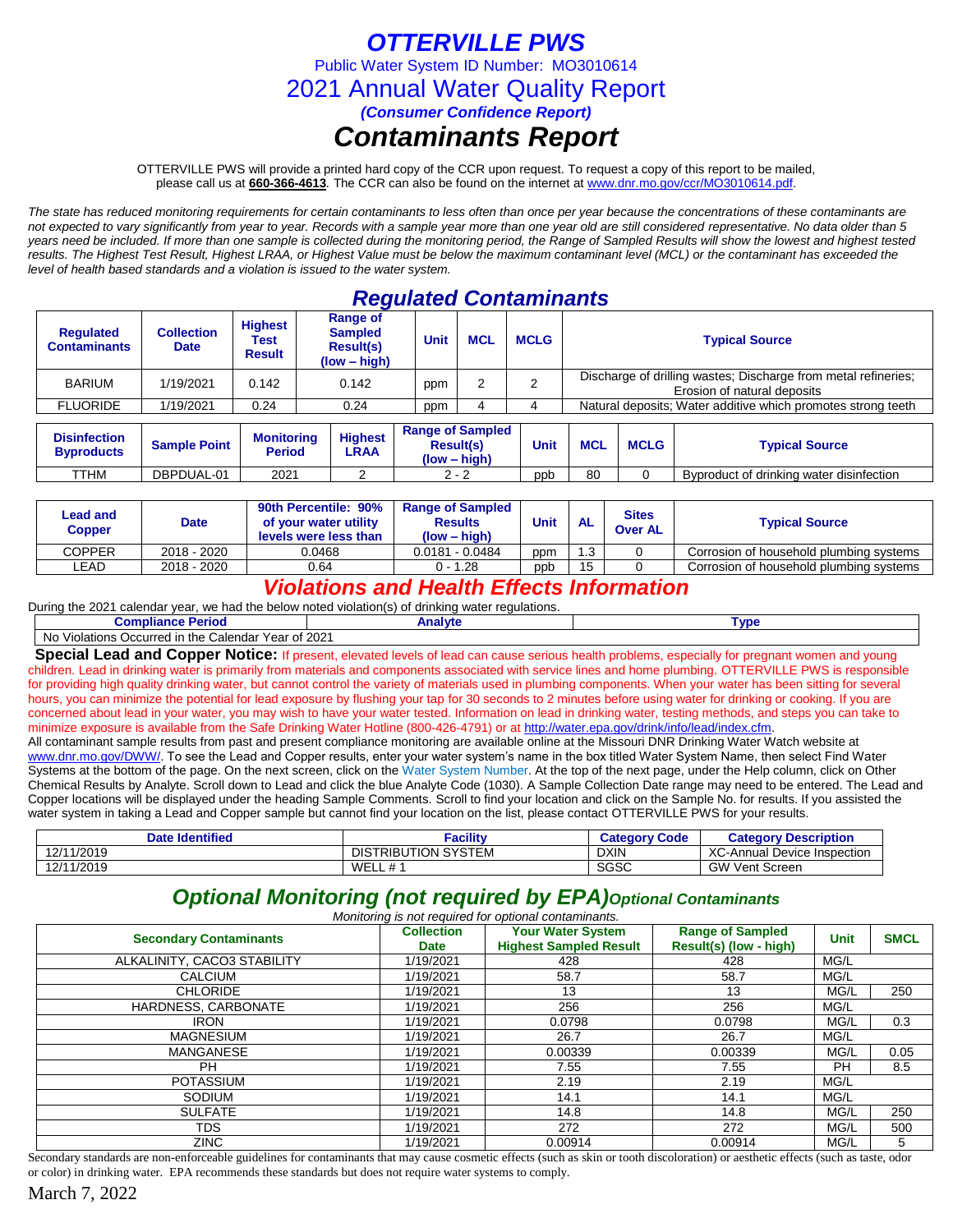# OTTERVILLE PWS

Public Water System ID Number: MO3010614

# 2021 Annual Water Quality Report

*(Consumer Confidence Report)*

# Contaminants Report

OTTERVILLE PWS will provide a printed hard copy of the CCR upon request. To request a copy of this report to be mailed, please call us at **660-366-4613**. The CCR can also be found on the internet at www.dnr.mo.gov/ccr/MO3010614.pdf.

*The state has reduced monitoring requirements for certain contaminants to less often than once per year because the concentrations of these contaminants are not expected to vary significantly from year to year. Records with a sample year more than one year old are still considered representative. No data older than 5 years need be included. If more than one sample is collected during the monitoring period, the Range of Sampled Results will show the lowest and highest tested results. The Highest Test Result, Highest LRAA, or Highest Value must be below the maximum contaminant level (MCL) or the contaminant has exceeded the level of health based standards and a violation is issued to the water system.*

## Regulated Contaminants

| Regulated Contaminants | Collection Date | Highest Test Result | Range of Sampled Result(s) (low – high) | Unit | MCL | MCLG | Typical Source |
|---|---|---|---|---|---|---|---|
| BARIUM | 1/19/2021 | 0.142 | 0.142 | ppm | 2 | 2 | Discharge of drilling wastes; Discharge from metal refineries; Erosion of natural deposits |
| FLUORIDE | 1/19/2021 | 0.24 | 0.24 | ppm | 4 | 4 | Natural deposits; Water additive which promotes strong teeth |

| Disinfection Byproducts | Sample Point | Monitoring Period | Highest LRAA | Range of Sampled Result(s) (low – high) | Unit | MCL | MCLG | Typical Source |
|---|---|---|---|---|---|---|---|---|
| TTHM | DBPDUAL-01 | 2021 | 2 | 2 - 2 | ppb | 80 | 0 | Byproduct of drinking water disinfection |

| Lead and Copper | Date | 90th Percentile: 90% of your water utility levels were less than | Range of Sampled Results (low – high) | Unit | AL | Sites Over AL | Typical Source |
|---|---|---|---|---|---|---|---|
| COPPER | 2018 - 2020 | 0.0468 | 0.0181 - 0.0484 | ppm | 1.3 | 0 | Corrosion of household plumbing systems |
| LEAD | 2018 - 2020 | 0.64 | 0 - 1.28 | ppb | 15 | 0 | Corrosion of household plumbing systems |

## Violations and Health Effects Information

During the 2021 calendar year, we had the below noted violation(s) of drinking water regulations.

| Compliance Period | Analyte | Type |
|---|---|---|
| No Violations Occurred in the Calendar Year of 2021 | | |

**Special Lead and Copper Notice:** If present, elevated levels of lead can cause serious health problems, especially for pregnant women and young children. Lead in drinking water is primarily from materials and components associated with service lines and home plumbing. OTTERVILLE PWS is responsible for providing high quality drinking water, but cannot control the variety of materials used in plumbing components. When your water has been sitting for several hours, you can minimize the potential for lead exposure by flushing your tap for 30 seconds to 2 minutes before using water for drinking or cooking. If you are concerned about lead in your water, you may wish to have your water tested. Information on lead in drinking water, testing methods, and steps you can take to minimize exposure is available from the Safe Drinking Water Hotline (800-426-4791) or at http://water.epa.gov/drink/info/lead/index.cfm.

All contaminant sample results from past and present compliance monitoring are available online at the Missouri DNR Drinking Water Watch website at www.dnr.mo.gov/DWW/. To see the Lead and Copper results, enter your water system's name in the box titled Water System Name, then select Find Water Systems at the bottom of the page. On the next screen, click on the Water System Number. At the top of the next page, under the Help column, click on Other Chemical Results by Analyte. Scroll down to Lead and click the blue Analyte Code (1030). A Sample Collection Date range may need to be entered. The Lead and Copper locations will be displayed under the heading Sample Comments. Scroll to find your location and click on the Sample No. for results. If you assisted the water system in taking a Lead and Copper sample but cannot find your location on the list, please contact OTTERVILLE PWS for your results.

| Date Identified | Facility | Category Code | Category Description |
|---|---|---|---|
| 12/11/2019 | DISTRIBUTION SYSTEM | DXIN | XC-Annual Device Inspection |
| 12/11/2019 | WELL # 1 | SGSC | GW Vent Screen |

## Optional Monitoring (not required by EPA) *Optional Contaminants*

*Monitoring is not required for optional contaminants.*

| Secondary Contaminants | Collection Date | Your Water System Highest Sampled Result | Range of Sampled Result(s) (low - high) | Unit | SMCL |
|---|---|---|---|---|---|
| ALKALINITY, CACO3 STABILITY | 1/19/2021 | 428 | 428 | MG/L | |
| CALCIUM | 1/19/2021 | 58.7 | 58.7 | MG/L | |
| CHLORIDE | 1/19/2021 | 13 | 13 | MG/L | 250 |
| HARDNESS, CARBONATE | 1/19/2021 | 256 | 256 | MG/L | |
| IRON | 1/19/2021 | 0.0798 | 0.0798 | MG/L | 0.3 |
| MAGNESIUM | 1/19/2021 | 26.7 | 26.7 | MG/L | |
| MANGANESE | 1/19/2021 | 0.00339 | 0.00339 | MG/L | 0.05 |
| PH | 1/19/2021 | 7.55 | 7.55 | PH | 8.5 |
| POTASSIUM | 1/19/2021 | 2.19 | 2.19 | MG/L | |
| SODIUM | 1/19/2021 | 14.1 | 14.1 | MG/L | |
| SULFATE | 1/19/2021 | 14.8 | 14.8 | MG/L | 250 |
| TDS | 1/19/2021 | 272 | 272 | MG/L | 500 |
| ZINC | 1/19/2021 | 0.00914 | 0.00914 | MG/L | 5 |

Secondary standards are non-enforceable guidelines for contaminants that may cause cosmetic effects (such as skin or tooth discoloration) or aesthetic effects (such as taste, odor or color) in drinking water. EPA recommends these standards but does not require water systems to comply.

March 7, 2022